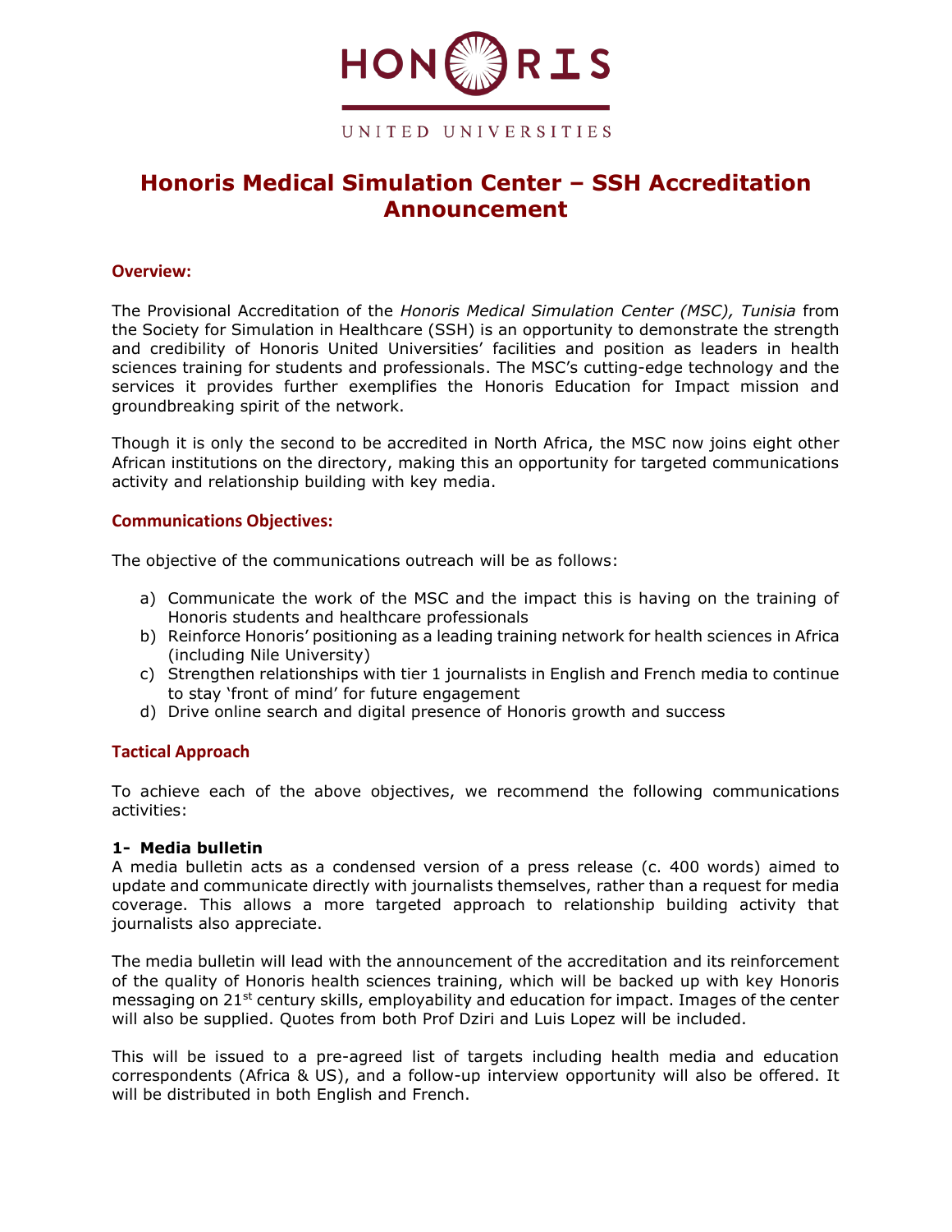HONORIS

UNITED UNIVERSITIES

# Honoris Medical Simulation Center – SSH Accreditation Announcement

### Overview:

The Provisional Accreditation of the *Honoris Medical Simulation Center (MSC), Tunisia* from the Society for Simulation in Healthcare (SSH) is an opportunity to demonstrate the strength and credibility of Honoris United Universities' facilities and position as leaders in health sciences training for students and professionals. The MSC's cutting-edge technology and the services it provides further exemplifies the Honoris Education for Impact mission and groundbreaking spirit of the network.

Though it is only the second to be accredited in North Africa, the MSC now joins eight other African institutions on the directory, making this an opportunity for targeted communications activity and relationship building with key media.

### Communications Objectives:

The objective of the communications outreach will be as follows:

a) Communicate the work of the MSC and the impact this is having on the training of Honoris students and healthcare professionals
b) Reinforce Honoris' positioning as a leading training network for health sciences in Africa (including Nile University)
c) Strengthen relationships with tier 1 journalists in English and French media to continue to stay 'front of mind' for future engagement
d) Drive online search and digital presence of Honoris growth and success

### Tactical Approach

To achieve each of the above objectives, we recommend the following communications activities:

**1- Media bulletin**
A media bulletin acts as a condensed version of a press release (c. 400 words) aimed to update and communicate directly with journalists themselves, rather than a request for media coverage. This allows a more targeted approach to relationship building activity that journalists also appreciate.

The media bulletin will lead with the announcement of the accreditation and its reinforcement of the quality of Honoris health sciences training, which will be backed up with key Honoris messaging on 21st century skills, employability and education for impact. Images of the center will also be supplied. Quotes from both Prof Dziri and Luis Lopez will be included.

This will be issued to a pre-agreed list of targets including health media and education correspondents (Africa & US), and a follow-up interview opportunity will also be offered. It will be distributed in both English and French.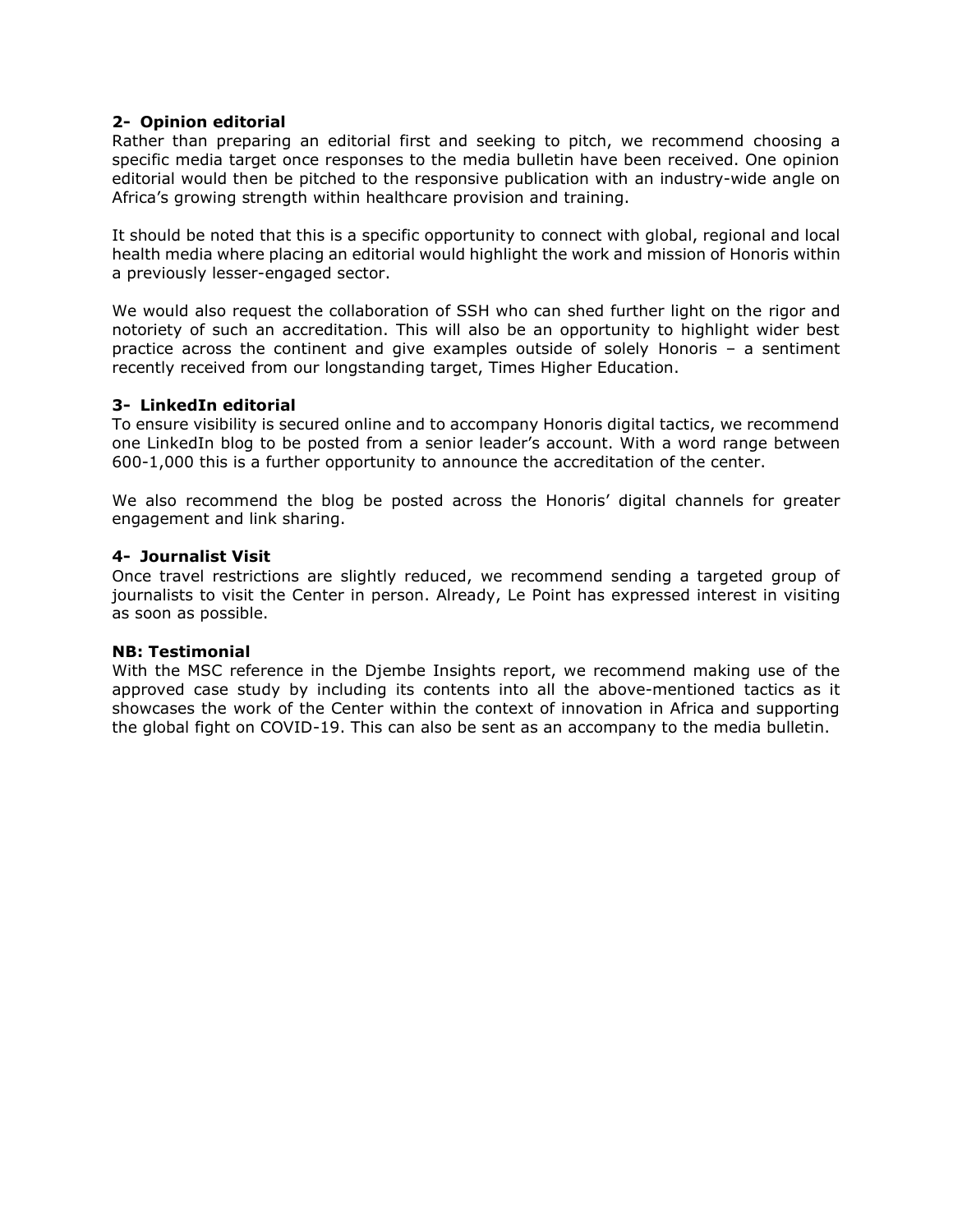**2- Opinion editorial**

Rather than preparing an editorial first and seeking to pitch, we recommend choosing a specific media target once responses to the media bulletin have been received. One opinion editorial would then be pitched to the responsive publication with an industry-wide angle on Africa's growing strength within healthcare provision and training.

It should be noted that this is a specific opportunity to connect with global, regional and local health media where placing an editorial would highlight the work and mission of Honoris within a previously lesser-engaged sector.

We would also request the collaboration of SSH who can shed further light on the rigor and notoriety of such an accreditation. This will also be an opportunity to highlight wider best practice across the continent and give examples outside of solely Honoris – a sentiment recently received from our longstanding target, Times Higher Education.

**3- LinkedIn editorial**

To ensure visibility is secured online and to accompany Honoris digital tactics, we recommend one LinkedIn blog to be posted from a senior leader's account. With a word range between 600-1,000 this is a further opportunity to announce the accreditation of the center.

We also recommend the blog be posted across the Honoris' digital channels for greater engagement and link sharing.

**4- Journalist Visit**

Once travel restrictions are slightly reduced, we recommend sending a targeted group of journalists to visit the Center in person. Already, Le Point has expressed interest in visiting as soon as possible.

**NB: Testimonial**

With the MSC reference in the Djembe Insights report, we recommend making use of the approved case study by including its contents into all the above-mentioned tactics as it showcases the work of the Center within the context of innovation in Africa and supporting the global fight on COVID-19. This can also be sent as an accompany to the media bulletin.